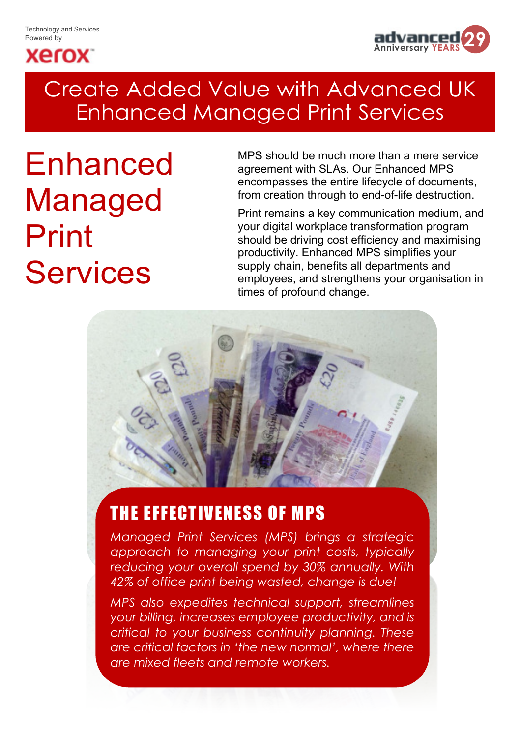Technology and Services
Powered by
xerox

advanced 29 Anniversary YEARS

# Create Added Value with Advanced UK Enhanced Managed Print Services

## Enhanced Managed Print Services

MPS should be much more than a mere service agreement with SLAs. Our Enhanced MPS encompasses the entire lifecycle of documents, from creation through to end-of-life destruction.

Print remains a key communication medium, and your digital workplace transformation program should be driving cost efficiency and maximising productivity. Enhanced MPS simplifies your supply chain, benefits all departments and employees, and strengthens your organisation in times of profound change.

### THE EFFECTIVENESS OF MPS

*Managed Print Services (MPS) brings a strategic approach to managing your print costs, typically reducing your overall spend by 30% annually. With 42% of office print being wasted, change is due!*

*MPS also expedites technical support, streamlines your billing, increases employee productivity, and is critical to your business continuity planning. These are critical factors in 'the new normal', where there are mixed fleets and remote workers.*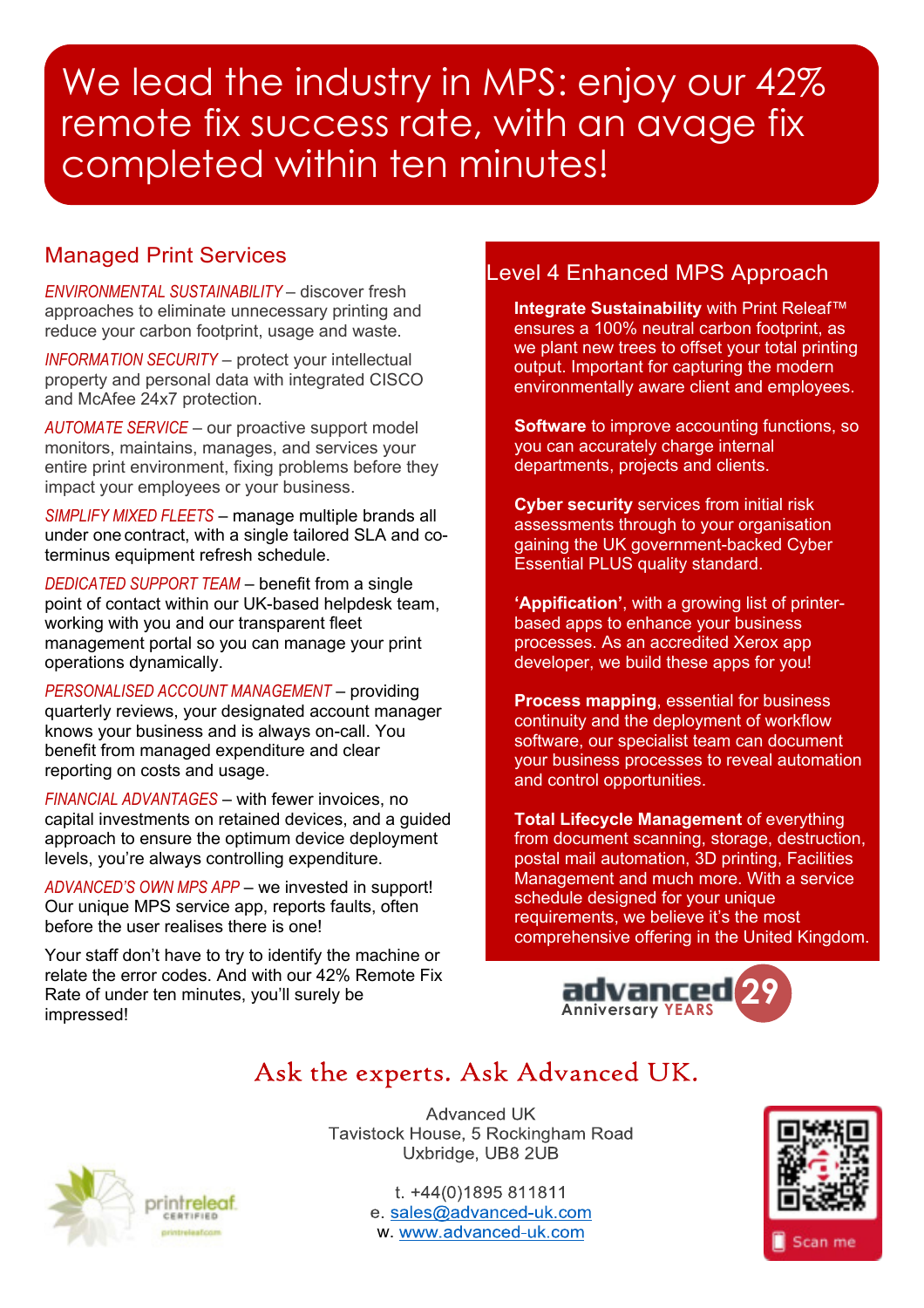# We lead the industry in MPS: enjoy our 42% remote fix success rate, with an avage fix completed within ten minutes!

## Managed Print Services

*ENVIRONMENTAL SUSTAINABILITY* – discover fresh approaches to eliminate unnecessary printing and reduce your carbon footprint, usage and waste.

*INFORMATION SECURITY* – protect your intellectual property and personal data with integrated CISCO and McAfee 24x7 protection.

*AUTOMATE SERVICE* – our proactive support model monitors, maintains, manages, and services your entire print environment, fixing problems before they impact your employees or your business.

*SIMPLIFY MIXED FLEETS* – manage multiple brands all under one contract, with a single tailored SLA and co-terminus equipment refresh schedule.

*DEDICATED SUPPORT TEAM* – benefit from a single point of contact within our UK-based helpdesk team, working with you and our transparent fleet management portal so you can manage your print operations dynamically.

*PERSONALISED ACCOUNT MANAGEMENT* – providing quarterly reviews, your designated account manager knows your business and is always on-call. You benefit from managed expenditure and clear reporting on costs and usage.

*FINANCIAL ADVANTAGES* – with fewer invoices, no capital investments on retained devices, and a guided approach to ensure the optimum device deployment levels, you're always controlling expenditure.

*ADVANCED'S OWN MPS APP* – we invested in support! Our unique MPS service app, reports faults, often before the user realises there is one!

Your staff don't have to try to identify the machine or relate the error codes. And with our 42% Remote Fix Rate of under ten minutes, you'll surely be impressed!

## Level 4 Enhanced MPS Approach

**Integrate Sustainability** with Print Releaf™ ensures a 100% neutral carbon footprint, as we plant new trees to offset your total printing output. Important for capturing the modern environmentally aware client and employees.

**Software** to improve accounting functions, so you can accurately charge internal departments, projects and clients.

**Cyber security** services from initial risk assessments through to your organisation gaining the UK government-backed Cyber Essential PLUS quality standard.

**'Appification'**, with a growing list of printer-based apps to enhance your business processes. As an accredited Xerox app developer, we build these apps for you!

**Process mapping**, essential for business continuity and the deployment of workflow software, our specialist team can document your business processes to reveal automation and control opportunities.

**Total Lifecycle Management** of everything from document scanning, storage, destruction, postal mail automation, 3D printing, Facilities Management and much more. With a service schedule designed for your unique requirements, we believe it's the most comprehensive offering in the United Kingdom.

advanced 29 Anniversary YEARS

## Ask the experts. Ask Advanced UK.

Advanced UK
Tavistock House, 5 Rockingham Road
Uxbridge, UB8 2UB

t. +44(0)1895 811811
e. sales@advanced-uk.com
w. www.advanced-uk.com

printreleaf CERTIFIED printreleaf.com

Scan me